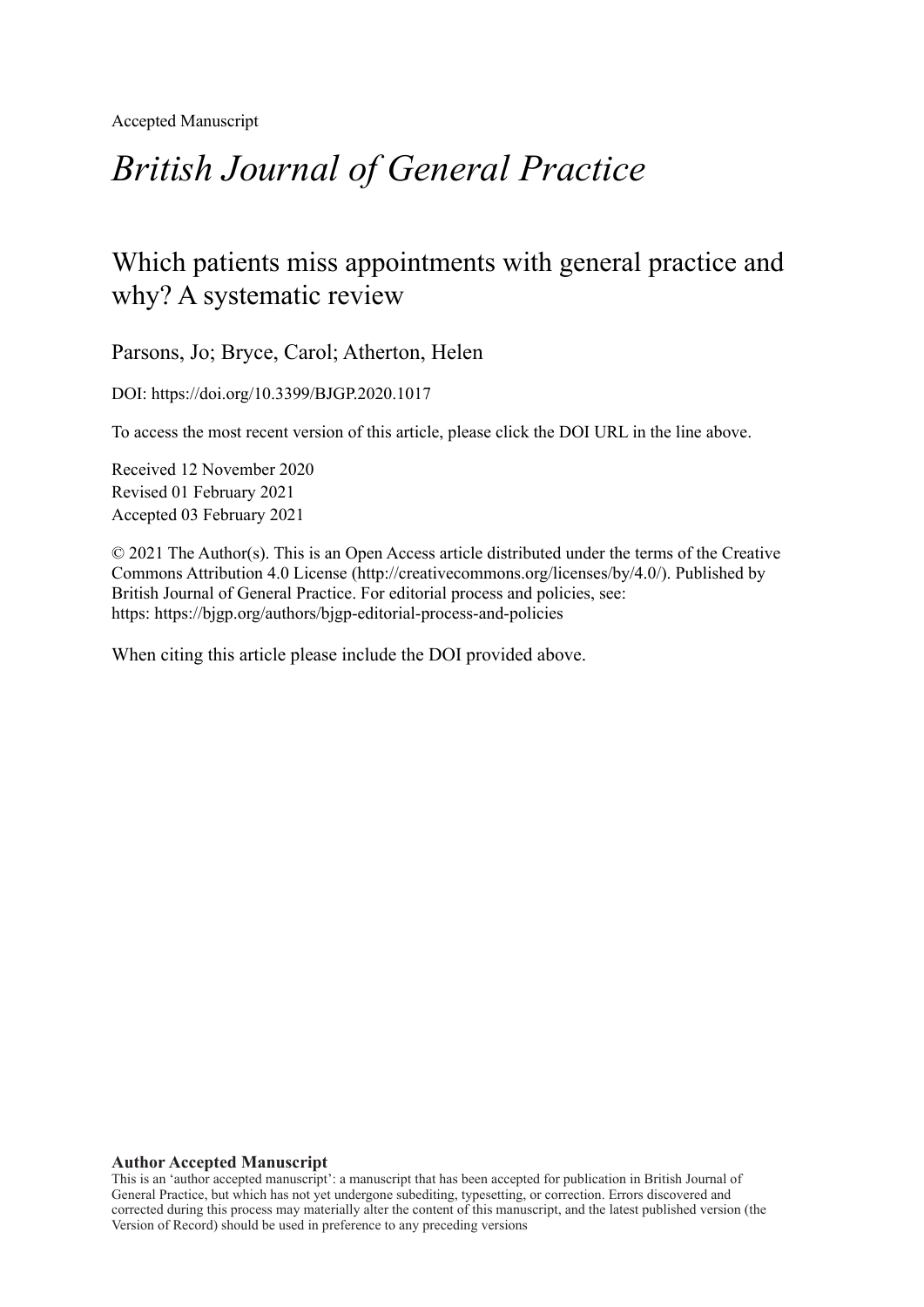Accepted Manuscript

# *British Journal of General Practice*

## Which patients miss appointments with general practice and why? A systematic review

Parsons, Jo; Bryce, Carol; Atherton, Helen

DOI: https://doi.org/10.3399/BJGP.2020.1017

To access the most recent version of this article, please click the DOI URL in the line above.

Received 12 November 2020
Revised 01 February 2021
Accepted 03 February 2021

© 2021 The Author(s). This is an Open Access article distributed under the terms of the Creative Commons Attribution 4.0 License (http://creativecommons.org/licenses/by/4.0/). Published by British Journal of General Practice. For editorial process and policies, see: https: https://bjgp.org/authors/bjgp-editorial-process-and-policies

When citing this article please include the DOI provided above.

**Author Accepted Manuscript**

This is an 'author accepted manuscript': a manuscript that has been accepted for publication in British Journal of General Practice, but which has not yet undergone subediting, typesetting, or correction. Errors discovered and corrected during this process may materially alter the content of this manuscript, and the latest published version (the Version of Record) should be used in preference to any preceding versions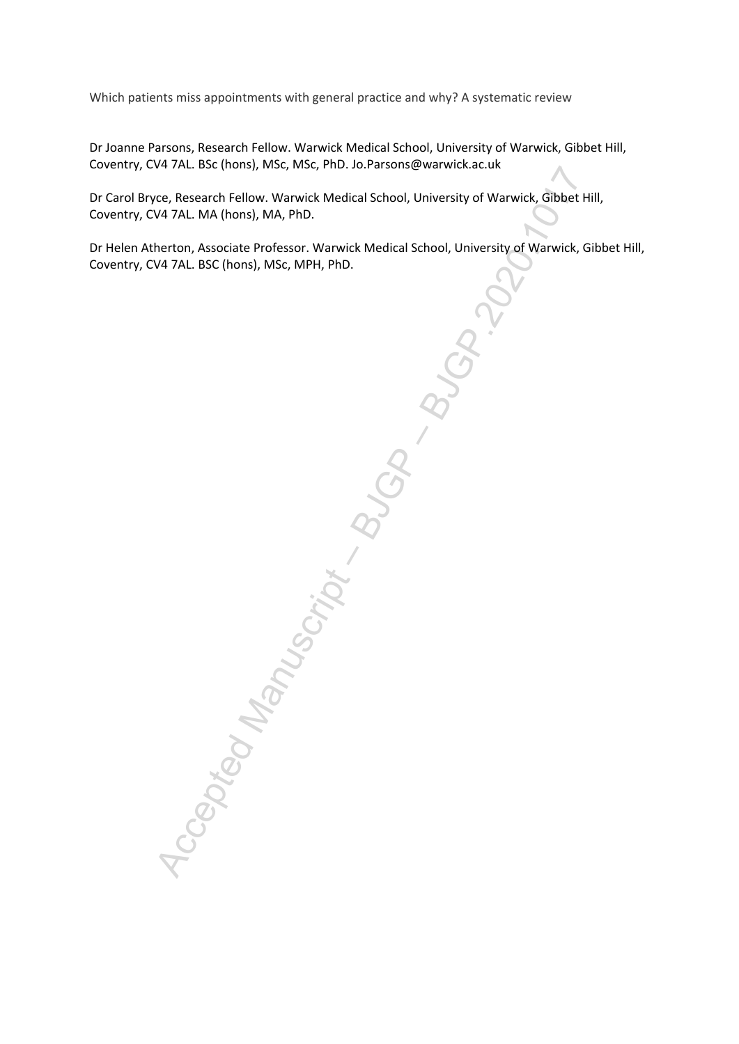Which patients miss appointments with general practice and why? A systematic review

Dr Joanne Parsons, Research Fellow. Warwick Medical School, University of Warwick, Gibbet Hill, Coventry, CV4 7AL. BSc (hons), MSc, MSc, PhD. Jo.Parsons@warwick.ac.uk

Dr Carol Bryce, Research Fellow. Warwick Medical School, University of Warwick, Gibbet Hill, Coventry, CV4 7AL. MA (hons), MA, PhD.

Dr Helen Atherton, Associate Professor. Warwick Medical School, University of Warwick, Gibbet Hill, Coventry, CV4 7AL. BSC (hons), MSc, MPH, PhD.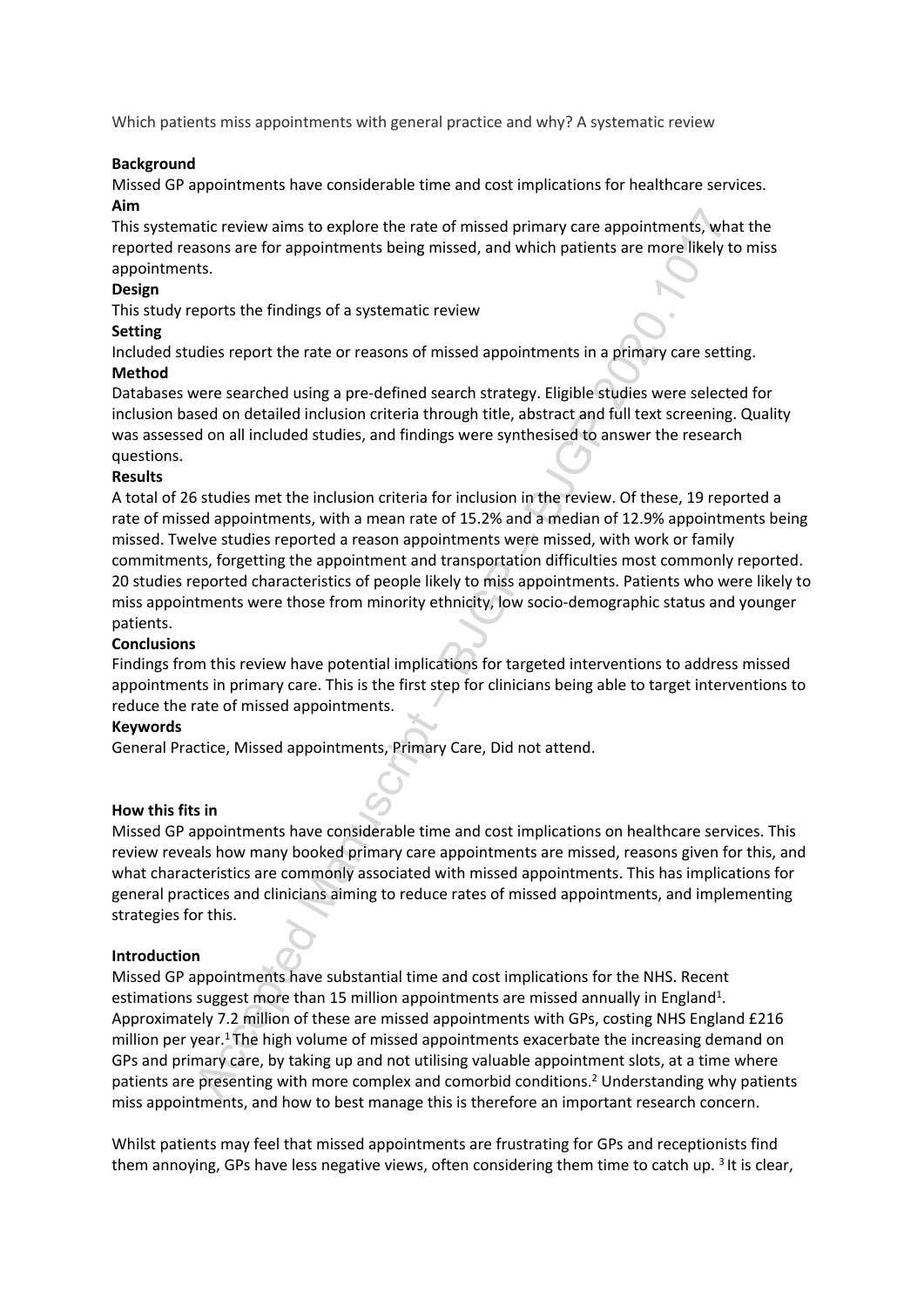Which patients miss appointments with general practice and why? A systematic review

**Background**

Missed GP appointments have considerable time and cost implications for healthcare services.

**Aim**

This systematic review aims to explore the rate of missed primary care appointments, what the reported reasons are for appointments being missed, and which patients are more likely to miss appointments.

**Design**

This study reports the findings of a systematic review

**Setting**

Included studies report the rate or reasons of missed appointments in a primary care setting.

**Method**

Databases were searched using a pre-defined search strategy. Eligible studies were selected for inclusion based on detailed inclusion criteria through title, abstract and full text screening. Quality was assessed on all included studies, and findings were synthesised to answer the research questions.

**Results**

A total of 26 studies met the inclusion criteria for inclusion in the review. Of these, 19 reported a rate of missed appointments, with a mean rate of 15.2% and a median of 12.9% appointments being missed. Twelve studies reported a reason appointments were missed, with work or family commitments, forgetting the appointment and transportation difficulties most commonly reported. 20 studies reported characteristics of people likely to miss appointments. Patients who were likely to miss appointments were those from minority ethnicity, low socio-demographic status and younger patients.

**Conclusions**

Findings from this review have potential implications for targeted interventions to address missed appointments in primary care. This is the first step for clinicians being able to target interventions to reduce the rate of missed appointments.

**Keywords**

General Practice, Missed appointments, Primary Care, Did not attend.

**How this fits in**

Missed GP appointments have considerable time and cost implications on healthcare services. This review reveals how many booked primary care appointments are missed, reasons given for this, and what characteristics are commonly associated with missed appointments. This has implications for general practices and clinicians aiming to reduce rates of missed appointments, and implementing strategies for this.

**Introduction**

Missed GP appointments have substantial time and cost implications for the NHS. Recent estimations suggest more than 15 million appointments are missed annually in England[1]. Approximately 7.2 million of these are missed appointments with GPs, costing NHS England £216 million per year.[1] The high volume of missed appointments exacerbate the increasing demand on GPs and primary care, by taking up and not utilising valuable appointment slots, at a time where patients are presenting with more complex and comorbid conditions.[2] Understanding why patients miss appointments, and how to best manage this is therefore an important research concern.

Whilst patients may feel that missed appointments are frustrating for GPs and receptionists find them annoying, GPs have less negative views, often considering them time to catch up. [3] It is clear,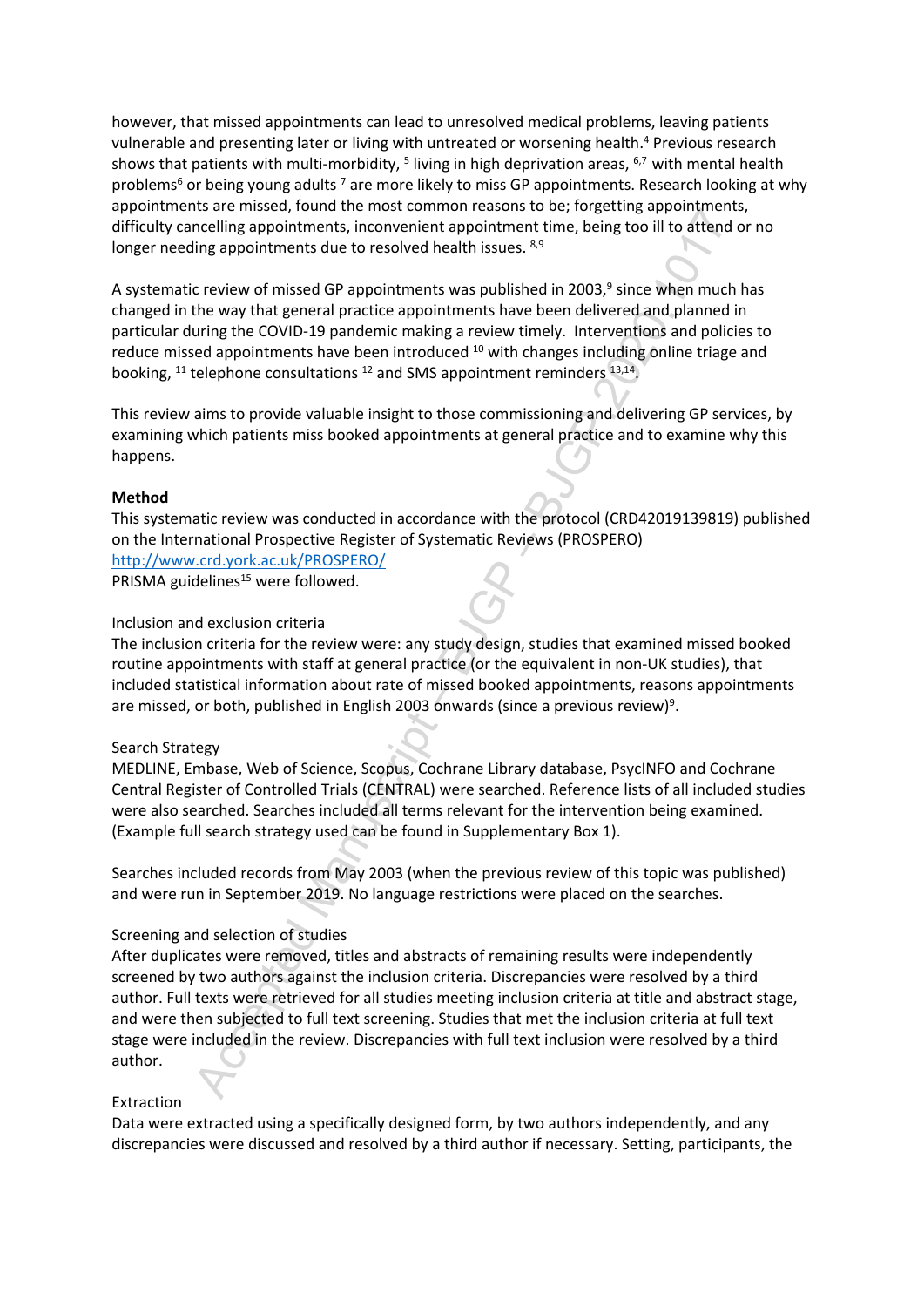however, that missed appointments can lead to unresolved medical problems, leaving patients vulnerable and presenting later or living with untreated or worsening health.[4] Previous research shows that patients with multi-morbidity, [5] living in high deprivation areas, [6,7] with mental health problems[6] or being young adults [7] are more likely to miss GP appointments. Research looking at why appointments are missed, found the most common reasons to be; forgetting appointments, difficulty cancelling appointments, inconvenient appointment time, being too ill to attend or no longer needing appointments due to resolved health issues. [8,9]

A systematic review of missed GP appointments was published in 2003,[9] since when much has changed in the way that general practice appointments have been delivered and planned in particular during the COVID-19 pandemic making a review timely. Interventions and policies to reduce missed appointments have been introduced [10] with changes including online triage and booking, [11] telephone consultations [12] and SMS appointment reminders [13,14].

This review aims to provide valuable insight to those commissioning and delivering GP services, by examining which patients miss booked appointments at general practice and to examine why this happens.

**Method**

This systematic review was conducted in accordance with the protocol (CRD42019139819) published on the International Prospective Register of Systematic Reviews (PROSPERO) http://www.crd.york.ac.uk/PROSPERO/
PRISMA guidelines[15] were followed.

Inclusion and exclusion criteria

The inclusion criteria for the review were: any study design, studies that examined missed booked routine appointments with staff at general practice (or the equivalent in non-UK studies), that included statistical information about rate of missed booked appointments, reasons appointments are missed, or both, published in English 2003 onwards (since a previous review)[9].

Search Strategy

MEDLINE, Embase, Web of Science, Scopus, Cochrane Library database, PsycINFO and Cochrane Central Register of Controlled Trials (CENTRAL) were searched. Reference lists of all included studies were also searched. Searches included all terms relevant for the intervention being examined. (Example full search strategy used can be found in Supplementary Box 1).

Searches included records from May 2003 (when the previous review of this topic was published) and were run in September 2019. No language restrictions were placed on the searches.

Screening and selection of studies

After duplicates were removed, titles and abstracts of remaining results were independently screened by two authors against the inclusion criteria. Discrepancies were resolved by a third author. Full texts were retrieved for all studies meeting inclusion criteria at title and abstract stage, and were then subjected to full text screening. Studies that met the inclusion criteria at full text stage were included in the review. Discrepancies with full text inclusion were resolved by a third author.

Extraction

Data were extracted using a specifically designed form, by two authors independently, and any discrepancies were discussed and resolved by a third author if necessary. Setting, participants, the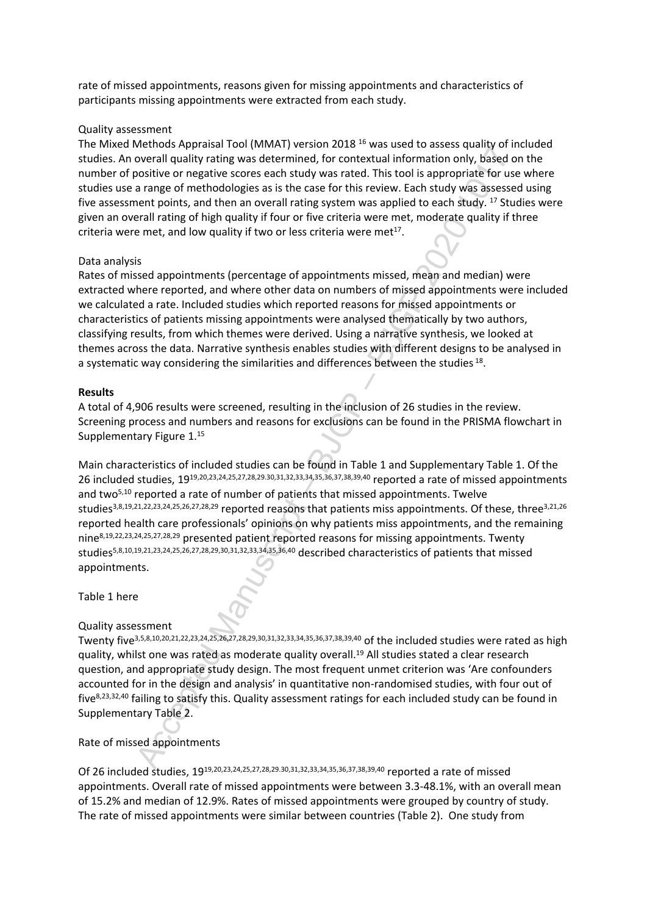rate of missed appointments, reasons given for missing appointments and characteristics of participants missing appointments were extracted from each study.

Quality assessment

The Mixed Methods Appraisal Tool (MMAT) version 2018 [16] was used to assess quality of included studies. An overall quality rating was determined, for contextual information only, based on the number of positive or negative scores each study was rated. This tool is appropriate for use where studies use a range of methodologies as is the case for this review. Each study was assessed using five assessment points, and then an overall rating system was applied to each study. [17] Studies were given an overall rating of high quality if four or five criteria were met, moderate quality if three criteria were met, and low quality if two or less criteria were met[17].

Data analysis

Rates of missed appointments (percentage of appointments missed, mean and median) were extracted where reported, and where other data on numbers of missed appointments were included we calculated a rate. Included studies which reported reasons for missed appointments or characteristics of patients missing appointments were analysed thematically by two authors, classifying results, from which themes were derived. Using a narrative synthesis, we looked at themes across the data. Narrative synthesis enables studies with different designs to be analysed in a systematic way considering the similarities and differences between the studies [18].

**Results**

A total of 4,906 results were screened, resulting in the inclusion of 26 studies in the review. Screening process and numbers and reasons for exclusions can be found in the PRISMA flowchart in Supplementary Figure 1.[15]

Main characteristics of included studies can be found in Table 1 and Supplementary Table 1. Of the 26 included studies, 19[19,20,23,24,25,27,28,29.30,31,32,33,34,35,36,37,38,39,40] reported a rate of missed appointments and two[5,10] reported a rate of number of patients that missed appointments. Twelve studies[3,8,19,21,22,23,24,25,26,27,28,29] reported reasons that patients miss appointments. Of these, three[3,21,26] reported health care professionals' opinions on why patients miss appointments, and the remaining nine[8,19,22,23,24,25,27,28,29] presented patient reported reasons for missing appointments. Twenty studies[5,8,10,19,21,23,24,25,26,27,28,29,30,31,32,33,34,35,36,40] described characteristics of patients that missed appointments.

Table 1 here

Quality assessment

Twenty five[3,5,8,10,20,21,22,23,24,25,26,27,28,29,30,31,32,33,34,35,36,37,38,39,40] of the included studies were rated as high quality, whilst one was rated as moderate quality overall.[19] All studies stated a clear research question, and appropriate study design. The most frequent unmet criterion was 'Are confounders accounted for in the design and analysis' in quantitative non-randomised studies, with four out of five[8,23,32,40] failing to satisfy this. Quality assessment ratings for each included study can be found in Supplementary Table 2.

Rate of missed appointments

Of 26 included studies, 19[19,20,23,24,25,27,28,29.30,31,32,33,34,35,36,37,38,39,40] reported a rate of missed appointments. Overall rate of missed appointments were between 3.3-48.1%, with an overall mean of 15.2% and median of 12.9%. Rates of missed appointments were grouped by country of study. The rate of missed appointments were similar between countries (Table 2). One study from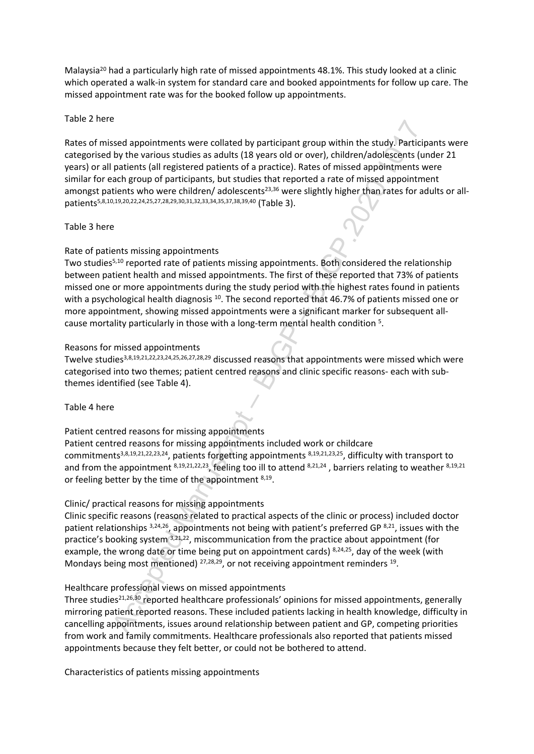Malaysia[20] had a particularly high rate of missed appointments 48.1%. This study looked at a clinic which operated a walk-in system for standard care and booked appointments for follow up care. The missed appointment rate was for the booked follow up appointments.

Table 2 here

Rates of missed appointments were collated by participant group within the study. Participants were categorised by the various studies as adults (18 years old or over), children/adolescents (under 21 years) or all patients (all registered patients of a practice). Rates of missed appointments were similar for each group of participants, but studies that reported a rate of missed appointment amongst patients who were children/ adolescents[23,36] were slightly higher than rates for adults or all-patients[5,8,10,19,20,22,24,25,27,28,29,30,31,32,33,34,35,37,38,39,40] (Table 3).

Table 3 here

### Rate of patients missing appointments

Two studies[5,10] reported rate of patients missing appointments. Both considered the relationship between patient health and missed appointments. The first of these reported that 73% of patients missed one or more appointments during the study period with the highest rates found in patients with a psychological health diagnosis [10]. The second reported that 46.7% of patients missed one or more appointment, showing missed appointments were a significant marker for subsequent all-cause mortality particularly in those with a long-term mental health condition [5].

### Reasons for missed appointments

Twelve studies[3,8,19,21,22,23,24,25,26,27,28,29] discussed reasons that appointments were missed which were categorised into two themes; patient centred reasons and clinic specific reasons- each with sub-themes identified (see Table 4).

Table 4 here

### Patient centred reasons for missing appointments

Patient centred reasons for missing appointments included work or childcare commitments[3,8,19,21,22,23,24], patients forgetting appointments [8,19,21,23,25], difficulty with transport to and from the appointment [8,19,21,22,23], feeling too ill to attend [8,21,24] , barriers relating to weather [8,19,21] or feeling better by the time of the appointment [8,19].

### Clinic/ practical reasons for missing appointments

Clinic specific reasons (reasons related to practical aspects of the clinic or process) included doctor patient relationships [3,24,26], appointments not being with patient's preferred GP [8,21], issues with the practice's booking system [3,21,22], miscommunication from the practice about appointment (for example, the wrong date or time being put on appointment cards) [8,24,25], day of the week (with Mondays being most mentioned) [27,28,29], or not receiving appointment reminders [19].

### Healthcare professional views on missed appointments

Three studies[21,26,30] reported healthcare professionals' opinions for missed appointments, generally mirroring patient reported reasons. These included patients lacking in health knowledge, difficulty in cancelling appointments, issues around relationship between patient and GP, competing priorities from work and family commitments. Healthcare professionals also reported that patients missed appointments because they felt better, or could not be bothered to attend.

### Characteristics of patients missing appointments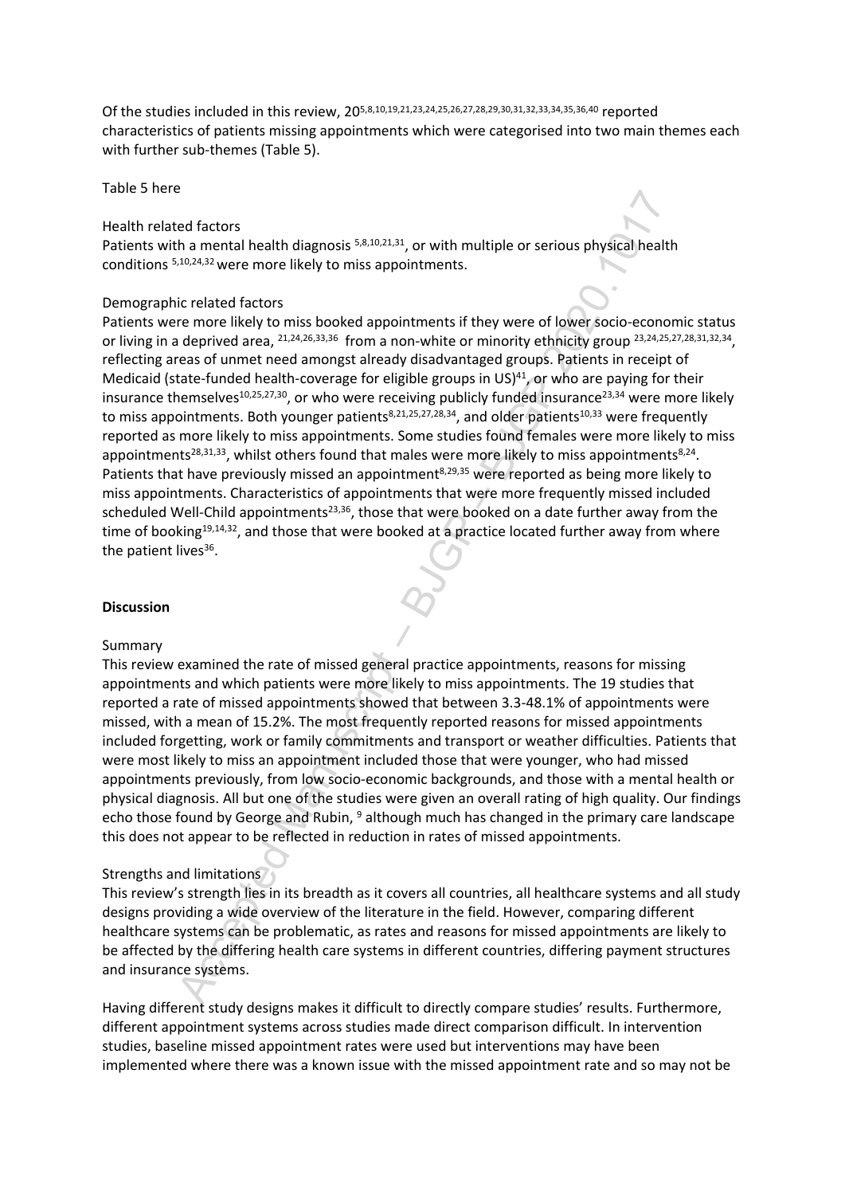Of the studies included in this review, 20[5,8,10,19,21,23,24,25,26,27,28,29,30,31,32,33,34,35,36,40] reported characteristics of patients missing appointments which were categorised into two main themes each with further sub-themes (Table 5).

Table 5 here

Health related factors

Patients with a mental health diagnosis [5,8,10,21,31], or with multiple or serious physical health conditions [5,10,24,32] were more likely to miss appointments.

Demographic related factors

Patients were more likely to miss booked appointments if they were of lower socio-economic status or living in a deprived area, [21,24,26,33,36] from a non-white or minority ethnicity group [23,24,25,27,28,31,32,34], reflecting areas of unmet need amongst already disadvantaged groups. Patients in receipt of Medicaid (state-funded health-coverage for eligible groups in US)[41], or who are paying for their insurance themselves[10,25,27,30], or who were receiving publicly funded insurance[23,34] were more likely to miss appointments. Both younger patients[8,21,25,27,28,34], and older patients[10,33] were frequently reported as more likely to miss appointments. Some studies found females were more likely to miss appointments[28,31,33], whilst others found that males were more likely to miss appointments[8,24]. Patients that have previously missed an appointment[8,29,35] were reported as being more likely to miss appointments. Characteristics of appointments that were more frequently missed included scheduled Well-Child appointments[23,36], those that were booked on a date further away from the time of booking[19,14,32], and those that were booked at a practice located further away from where the patient lives[36].

## Discussion

Summary

This review examined the rate of missed general practice appointments, reasons for missing appointments and which patients were more likely to miss appointments. The 19 studies that reported a rate of missed appointments showed that between 3.3-48.1% of appointments were missed, with a mean of 15.2%. The most frequently reported reasons for missed appointments included forgetting, work or family commitments and transport or weather difficulties. Patients that were most likely to miss an appointment included those that were younger, who had missed appointments previously, from low socio-economic backgrounds, and those with a mental health or physical diagnosis. All but one of the studies were given an overall rating of high quality. Our findings echo those found by George and Rubin, [9] although much has changed in the primary care landscape this does not appear to be reflected in reduction in rates of missed appointments.

Strengths and limitations

This review's strength lies in its breadth as it covers all countries, all healthcare systems and all study designs providing a wide overview of the literature in the field. However, comparing different healthcare systems can be problematic, as rates and reasons for missed appointments are likely to be affected by the differing health care systems in different countries, differing payment structures and insurance systems.

Having different study designs makes it difficult to directly compare studies' results. Furthermore, different appointment systems across studies made direct comparison difficult. In intervention studies, baseline missed appointment rates were used but interventions may have been implemented where there was a known issue with the missed appointment rate and so may not be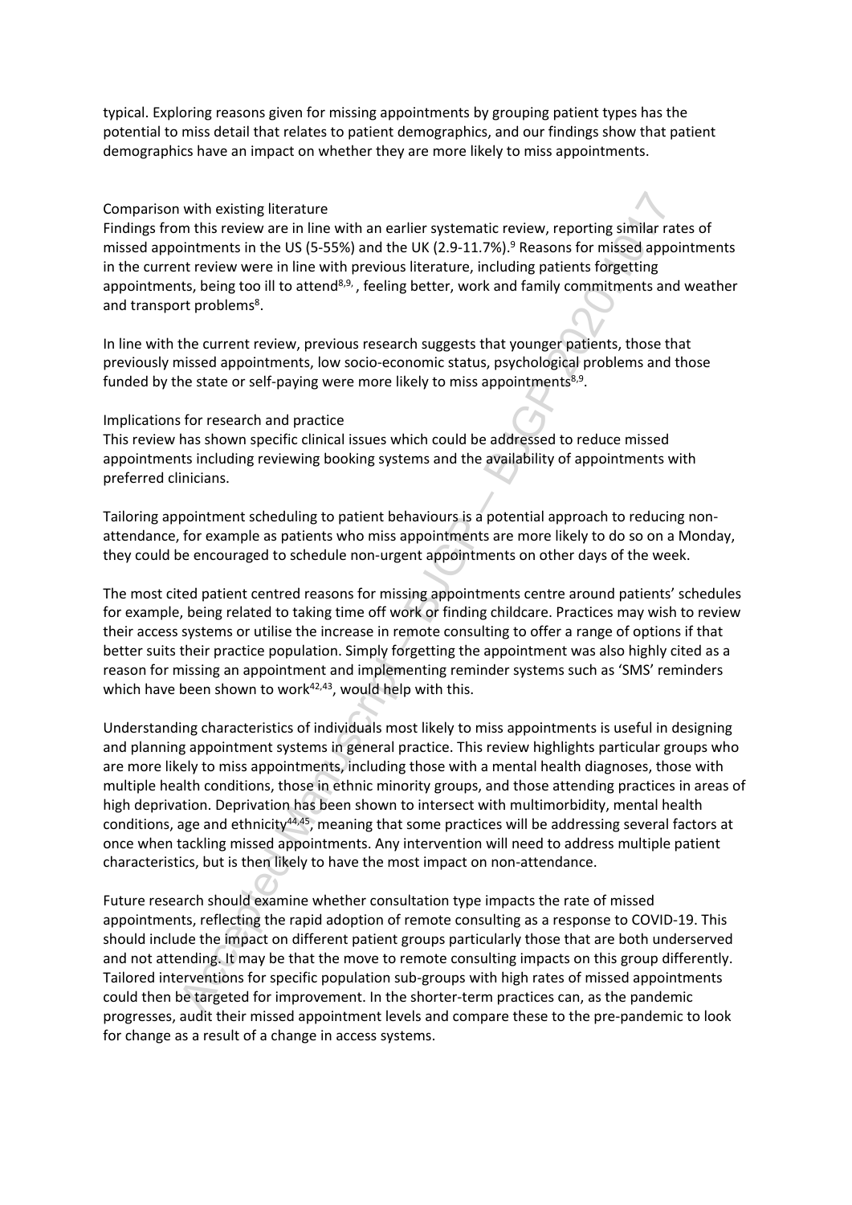typical. Exploring reasons given for missing appointments by grouping patient types has the potential to miss detail that relates to patient demographics, and our findings show that patient demographics have an impact on whether they are more likely to miss appointments.

### Comparison with existing literature

Findings from this review are in line with an earlier systematic review, reporting similar rates of missed appointments in the US (5-55%) and the UK (2.9-11.7%).[9] Reasons for missed appointments in the current review were in line with previous literature, including patients forgetting appointments, being too ill to attend[8,9,], feeling better, work and family commitments and weather and transport problems[8].

In line with the current review, previous research suggests that younger patients, those that previously missed appointments, low socio-economic status, psychological problems and those funded by the state or self-paying were more likely to miss appointments[8,9].

### Implications for research and practice

This review has shown specific clinical issues which could be addressed to reduce missed appointments including reviewing booking systems and the availability of appointments with preferred clinicians.

Tailoring appointment scheduling to patient behaviours is a potential approach to reducing non-attendance, for example as patients who miss appointments are more likely to do so on a Monday, they could be encouraged to schedule non-urgent appointments on other days of the week.

The most cited patient centred reasons for missing appointments centre around patients' schedules for example, being related to taking time off work or finding childcare. Practices may wish to review their access systems or utilise the increase in remote consulting to offer a range of options if that better suits their practice population. Simply forgetting the appointment was also highly cited as a reason for missing an appointment and implementing reminder systems such as 'SMS' reminders which have been shown to work[42,43], would help with this.

Understanding characteristics of individuals most likely to miss appointments is useful in designing and planning appointment systems in general practice. This review highlights particular groups who are more likely to miss appointments, including those with a mental health diagnoses, those with multiple health conditions, those in ethnic minority groups, and those attending practices in areas of high deprivation. Deprivation has been shown to intersect with multimorbidity, mental health conditions, age and ethnicity[44,45], meaning that some practices will be addressing several factors at once when tackling missed appointments. Any intervention will need to address multiple patient characteristics, but is then likely to have the most impact on non-attendance.

Future research should examine whether consultation type impacts the rate of missed appointments, reflecting the rapid adoption of remote consulting as a response to COVID-19. This should include the impact on different patient groups particularly those that are both underserved and not attending. It may be that the move to remote consulting impacts on this group differently. Tailored interventions for specific population sub-groups with high rates of missed appointments could then be targeted for improvement. In the shorter-term practices can, as the pandemic progresses, audit their missed appointment levels and compare these to the pre-pandemic to look for change as a result of a change in access systems.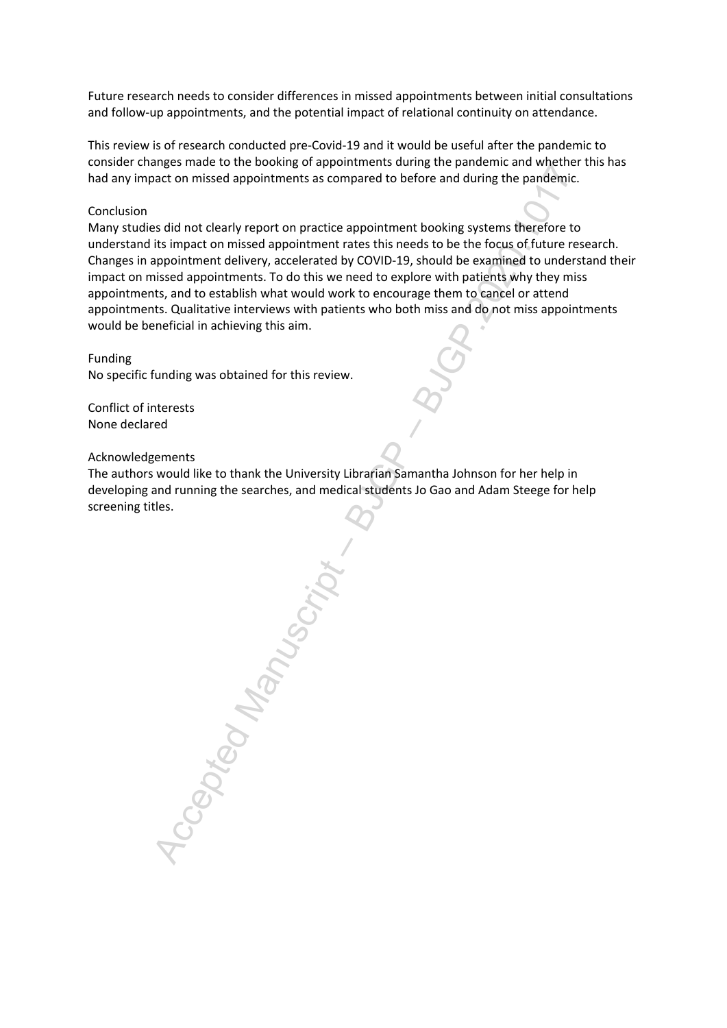Future research needs to consider differences in missed appointments between initial consultations and follow-up appointments, and the potential impact of relational continuity on attendance.

This review is of research conducted pre-Covid-19 and it would be useful after the pandemic to consider changes made to the booking of appointments during the pandemic and whether this has had any impact on missed appointments as compared to before and during the pandemic.

## Conclusion

Many studies did not clearly report on practice appointment booking systems therefore to understand its impact on missed appointment rates this needs to be the focus of future research. Changes in appointment delivery, accelerated by COVID-19, should be examined to understand their impact on missed appointments. To do this we need to explore with patients why they miss appointments, and to establish what would work to encourage them to cancel or attend appointments. Qualitative interviews with patients who both miss and do not miss appointments would be beneficial in achieving this aim.

## Funding

No specific funding was obtained for this review.

## Conflict of interests

None declared

## Acknowledgements

The authors would like to thank the University Librarian Samantha Johnson for her help in developing and running the searches, and medical students Jo Gao and Adam Steege for help screening titles.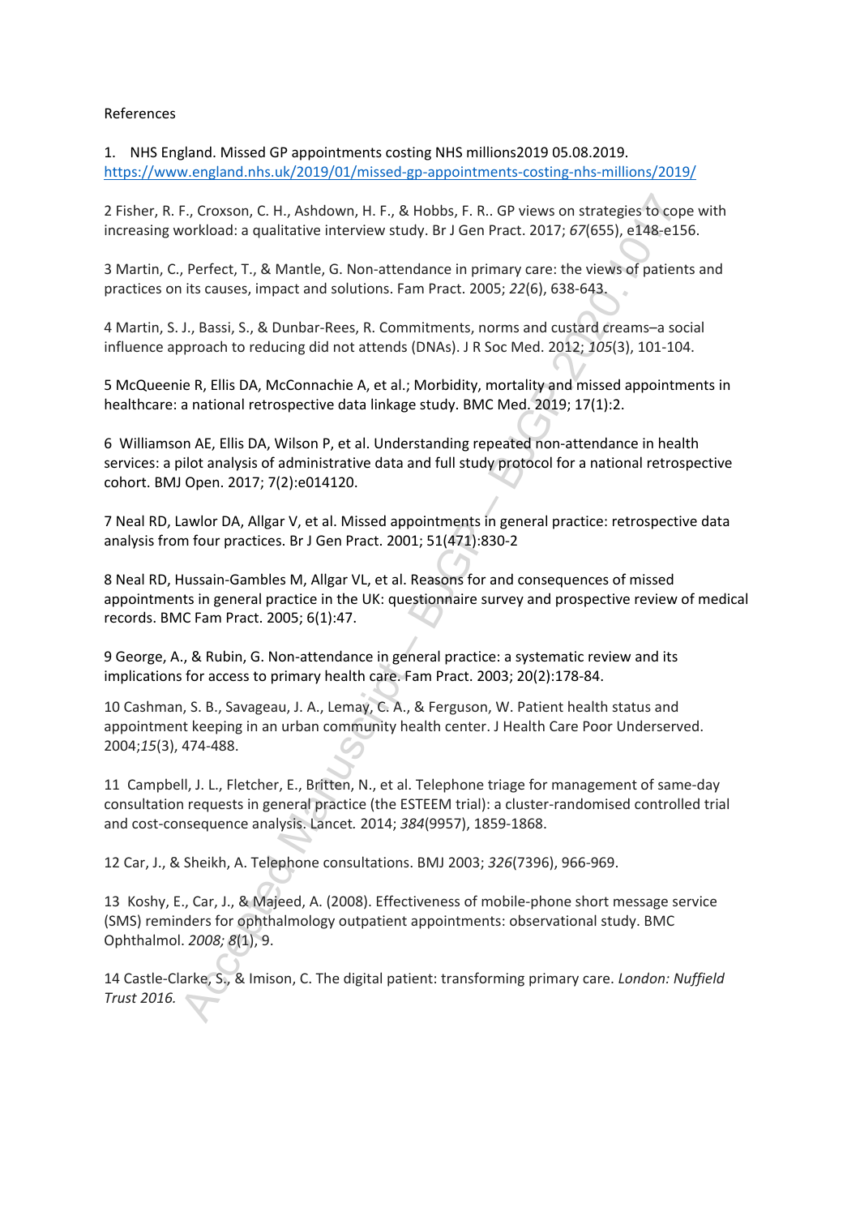References

1. NHS England. Missed GP appointments costing NHS millions2019 05.08.2019. https://www.england.nhs.uk/2019/01/missed-gp-appointments-costing-nhs-millions/2019/

2 Fisher, R. F., Croxson, C. H., Ashdown, H. F., & Hobbs, F. R.. GP views on strategies to cope with increasing workload: a qualitative interview study. Br J Gen Pract. 2017; *67*(655), e148-e156.

3 Martin, C., Perfect, T., & Mantle, G. Non-attendance in primary care: the views of patients and practices on its causes, impact and solutions. Fam Pract. 2005; *22*(6), 638-643.

4 Martin, S. J., Bassi, S., & Dunbar-Rees, R. Commitments, norms and custard creams–a social influence approach to reducing did not attends (DNAs). J R Soc Med. 2012; *105*(3), 101-104.

5 McQueenie R, Ellis DA, McConnachie A, et al.; Morbidity, mortality and missed appointments in healthcare: a national retrospective data linkage study. BMC Med. 2019; 17(1):2.

6 Williamson AE, Ellis DA, Wilson P, et al. Understanding repeated non-attendance in health services: a pilot analysis of administrative data and full study protocol for a national retrospective cohort. BMJ Open. 2017; 7(2):e014120.

7 Neal RD, Lawlor DA, Allgar V, et al. Missed appointments in general practice: retrospective data analysis from four practices. Br J Gen Pract. 2001; 51(471):830-2

8 Neal RD, Hussain-Gambles M, Allgar VL, et al. Reasons for and consequences of missed appointments in general practice in the UK: questionnaire survey and prospective review of medical records. BMC Fam Pract. 2005; 6(1):47.

9 George, A., & Rubin, G. Non-attendance in general practice: a systematic review and its implications for access to primary health care. Fam Pract. 2003; 20(2):178-84.

10 Cashman, S. B., Savageau, J. A., Lemay, C. A., & Ferguson, W. Patient health status and appointment keeping in an urban community health center. J Health Care Poor Underserved. 2004;*15*(3), 474-488.

11 Campbell, J. L., Fletcher, E., Britten, N., et al. Telephone triage for management of same-day consultation requests in general practice (the ESTEEM trial): a cluster-randomised controlled trial and cost-consequence analysis. Lancet. 2014; *384*(9957), 1859-1868.

12 Car, J., & Sheikh, A. Telephone consultations. BMJ 2003; *326*(7396), 966-969.

13 Koshy, E., Car, J., & Majeed, A. (2008). Effectiveness of mobile-phone short message service (SMS) reminders for ophthalmology outpatient appointments: observational study. BMC Ophthalmol. *2008; 8*(1), 9.

14 Castle-Clarke, S., & Imison, C. The digital patient: transforming primary care. *London: Nuffield Trust 2016.*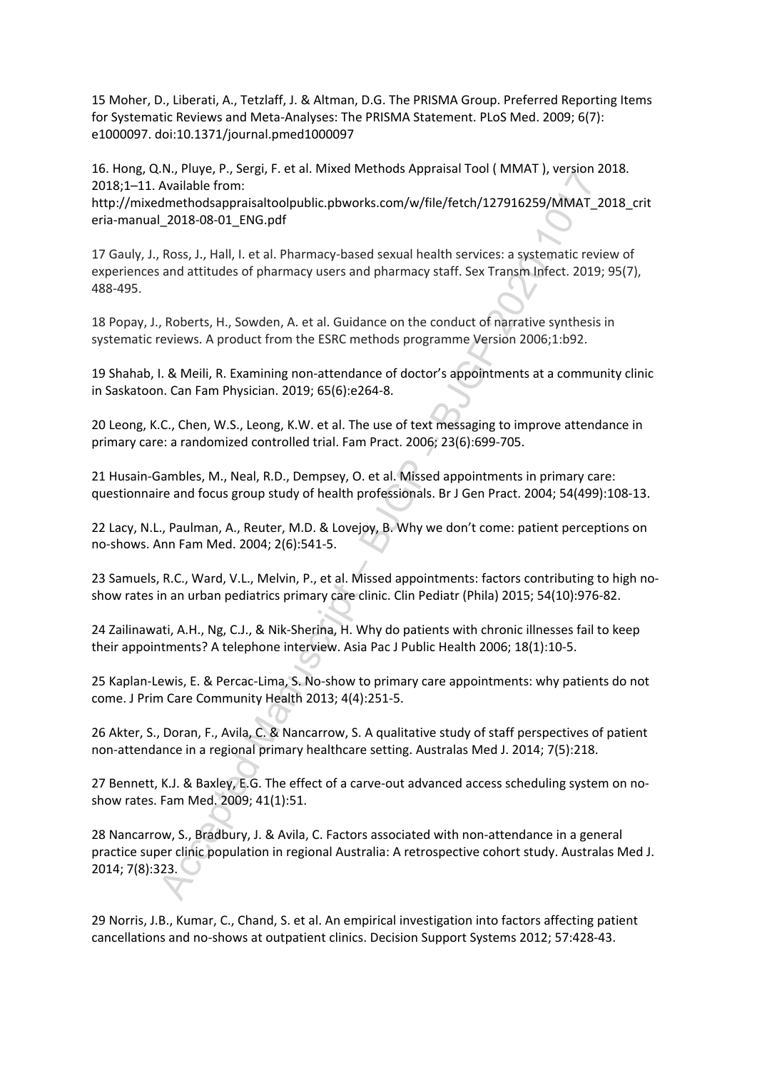15 Moher, D., Liberati, A., Tetzlaff, J. & Altman, D.G. The PRISMA Group. Preferred Reporting Items for Systematic Reviews and Meta-Analyses: The PRISMA Statement. PLoS Med. 2009; 6(7): e1000097. doi:10.1371/journal.pmed1000097

16. Hong, Q.N., Pluye, P., Sergi, F. et al. Mixed Methods Appraisal Tool ( MMAT ), version 2018. 2018;1–11. Available from: http://mixedmethodsappraisaltoolpublic.pbworks.com/w/file/fetch/127916259/MMAT_2018_criteria-manual_2018-08-01_ENG.pdf

17 Gauly, J., Ross, J., Hall, I. et al. Pharmacy-based sexual health services: a systematic review of experiences and attitudes of pharmacy users and pharmacy staff. Sex Transm Infect. 2019; 95(7), 488-495.

18 Popay, J., Roberts, H., Sowden, A. et al. Guidance on the conduct of narrative synthesis in systematic reviews. A product from the ESRC methods programme Version 2006;1:b92.

19 Shahab, I. & Meili, R. Examining non-attendance of doctor's appointments at a community clinic in Saskatoon. Can Fam Physician. 2019; 65(6):e264-8.

20 Leong, K.C., Chen, W.S., Leong, K.W. et al. The use of text messaging to improve attendance in primary care: a randomized controlled trial. Fam Pract. 2006; 23(6):699-705.

21 Husain-Gambles, M., Neal, R.D., Dempsey, O. et al. Missed appointments in primary care: questionnaire and focus group study of health professionals. Br J Gen Pract. 2004; 54(499):108-13.

22 Lacy, N.L., Paulman, A., Reuter, M.D. & Lovejoy, B. Why we don't come: patient perceptions on no-shows. Ann Fam Med. 2004; 2(6):541-5.

23 Samuels, R.C., Ward, V.L., Melvin, P., et al. Missed appointments: factors contributing to high no-show rates in an urban pediatrics primary care clinic. Clin Pediatr (Phila) 2015; 54(10):976-82.

24 Zailinawati, A.H., Ng, C.J., & Nik-Sherina, H. Why do patients with chronic illnesses fail to keep their appointments? A telephone interview. Asia Pac J Public Health 2006; 18(1):10-5.

25 Kaplan-Lewis, E. & Percac-Lima, S. No-show to primary care appointments: why patients do not come. J Prim Care Community Health 2013; 4(4):251-5.

26 Akter, S., Doran, F., Avila, C. & Nancarrow, S. A qualitative study of staff perspectives of patient non-attendance in a regional primary healthcare setting. Australas Med J. 2014; 7(5):218.

27 Bennett, K.J. & Baxley, E.G. The effect of a carve-out advanced access scheduling system on no-show rates. Fam Med. 2009; 41(1):51.

28 Nancarrow, S., Bradbury, J. & Avila, C. Factors associated with non-attendance in a general practice super clinic population in regional Australia: A retrospective cohort study. Australas Med J. 2014; 7(8):323.

29 Norris, J.B., Kumar, C., Chand, S. et al. An empirical investigation into factors affecting patient cancellations and no-shows at outpatient clinics. Decision Support Systems 2012; 57:428-43.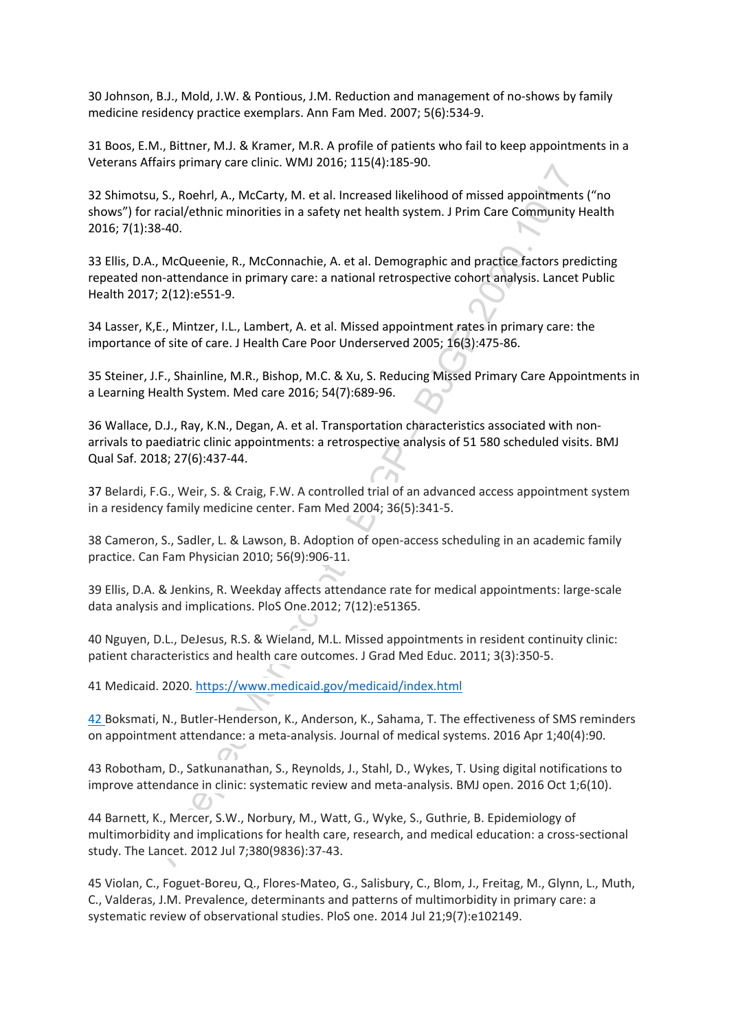30 Johnson, B.J., Mold, J.W. & Pontious, J.M. Reduction and management of no-shows by family medicine residency practice exemplars. Ann Fam Med. 2007; 5(6):534-9.

31 Boos, E.M., Bittner, M.J. & Kramer, M.R. A profile of patients who fail to keep appointments in a Veterans Affairs primary care clinic. WMJ 2016; 115(4):185-90.

32 Shimotsu, S., Roehrl, A., McCarty, M. et al. Increased likelihood of missed appointments ("no shows") for racial/ethnic minorities in a safety net health system. J Prim Care Community Health 2016; 7(1):38-40.

33 Ellis, D.A., McQueenie, R., McConnachie, A. et al. Demographic and practice factors predicting repeated non-attendance in primary care: a national retrospective cohort analysis. Lancet Public Health 2017; 2(12):e551-9.

34 Lasser, K,E., Mintzer, I.L., Lambert, A. et al. Missed appointment rates in primary care: the importance of site of care. J Health Care Poor Underserved 2005; 16(3):475-86.

35 Steiner, J.F., Shainline, M.R., Bishop, M.C. & Xu, S. Reducing Missed Primary Care Appointments in a Learning Health System. Med care 2016; 54(7):689-96.

36 Wallace, D.J., Ray, K.N., Degan, A. et al. Transportation characteristics associated with non-arrivals to paediatric clinic appointments: a retrospective analysis of 51 580 scheduled visits. BMJ Qual Saf. 2018; 27(6):437-44.

37 Belardi, F.G., Weir, S. & Craig, F.W. A controlled trial of an advanced access appointment system in a residency family medicine center. Fam Med 2004; 36(5):341-5.

38 Cameron, S., Sadler, L. & Lawson, B. Adoption of open-access scheduling in an academic family practice. Can Fam Physician 2010; 56(9):906-11.

39 Ellis, D.A. & Jenkins, R. Weekday affects attendance rate for medical appointments: large-scale data analysis and implications. PloS One.2012; 7(12):e51365.

40 Nguyen, D.L., DeJesus, R.S. & Wieland, M.L. Missed appointments in resident continuity clinic: patient characteristics and health care outcomes. J Grad Med Educ. 2011; 3(3):350-5.

41 Medicaid. 2020. https://www.medicaid.gov/medicaid/index.html

42 Boksmati, N., Butler-Henderson, K., Anderson, K., Sahama, T. The effectiveness of SMS reminders on appointment attendance: a meta-analysis. Journal of medical systems. 2016 Apr 1;40(4):90.

43 Robotham, D., Satkunanathan, S., Reynolds, J., Stahl, D., Wykes, T. Using digital notifications to improve attendance in clinic: systematic review and meta-analysis. BMJ open. 2016 Oct 1;6(10).

44 Barnett, K., Mercer, S.W., Norbury, M., Watt, G., Wyke, S., Guthrie, B. Epidemiology of multimorbidity and implications for health care, research, and medical education: a cross-sectional study. The Lancet. 2012 Jul 7;380(9836):37-43.

45 Violan, C., Foguet-Boreu, Q., Flores-Mateo, G., Salisbury, C., Blom, J., Freitag, M., Glynn, L., Muth, C., Valderas, J.M. Prevalence, determinants and patterns of multimorbidity in primary care: a systematic review of observational studies. PloS one. 2014 Jul 21;9(7):e102149.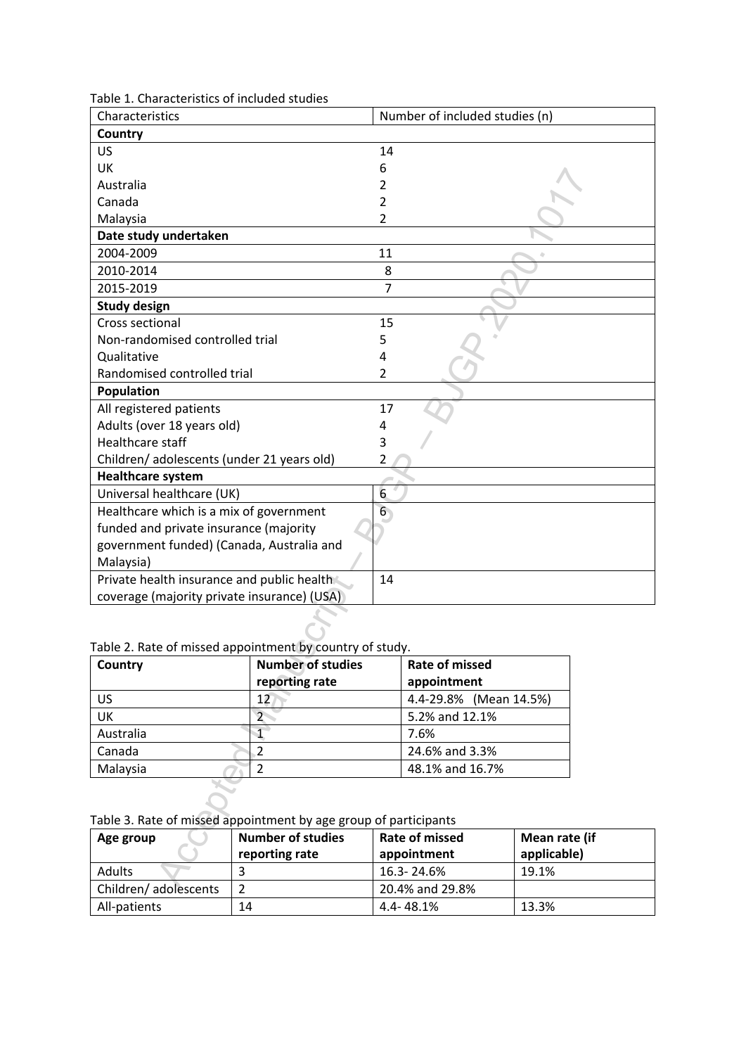Table 1. Characteristics of included studies

| Characteristics | Number of included studies (n) |
|---|---|
| **Country** | |
| US | 14 |
| UK | 6 |
| Australia | 2 |
| Canada | 2 |
| Malaysia | 2 |
| **Date study undertaken** | |
| 2004-2009 | 11 |
| 2010-2014 | 8 |
| 2015-2019 | 7 |
| **Study design** | |
| Cross sectional | 15 |
| Non-randomised controlled trial | 5 |
| Qualitative | 4 |
| Randomised controlled trial | 2 |
| **Population** | |
| All registered patients | 17 |
| Adults (over 18 years old) | 4 |
| Healthcare staff | 3 |
| Children/ adolescents (under 21 years old) | 2 |
| **Healthcare system** | |
| Universal healthcare (UK) | 6 |
| Healthcare which is a mix of government funded and private insurance (majority government funded) (Canada, Australia and Malaysia) | 6 |
| Private health insurance and public health coverage (majority private insurance) (USA) | 14 |

Table 2. Rate of missed appointment by country of study.

| Country | Number of studies reporting rate | Rate of missed appointment |
|---|---|---|
| US | 12 | 4.4-29.8% (Mean 14.5%) |
| UK | 2 | 5.2% and 12.1% |
| Australia | 1 | 7.6% |
| Canada | 2 | 24.6% and 3.3% |
| Malaysia | 2 | 48.1% and 16.7% |

Table 3. Rate of missed appointment by age group of participants

| Age group | Number of studies reporting rate | Rate of missed appointment | Mean rate (if applicable) |
|---|---|---|---|
| Adults | 3 | 16.3- 24.6% | 19.1% |
| Children/ adolescents | 2 | 20.4% and 29.8% | |
| All-patients | 14 | 4.4- 48.1% | 13.3% |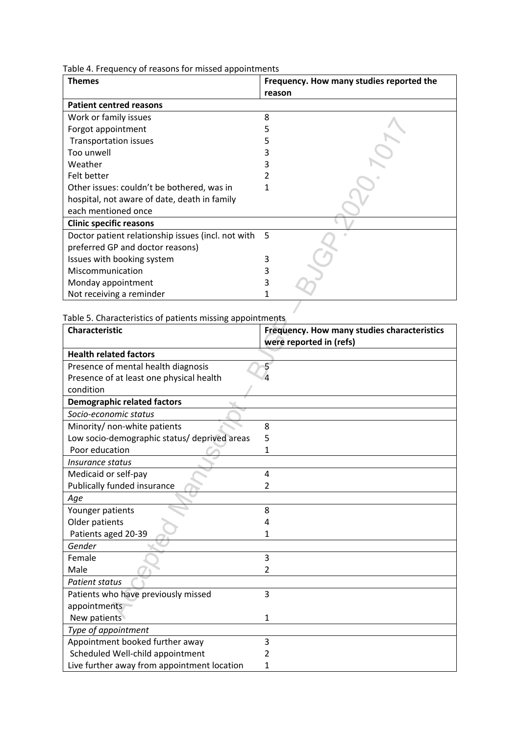Table 4. Frequency of reasons for missed appointments

| Themes | Frequency. How many studies reported the reason |
|---|---|
| **Patient centred reasons** | |
| Work or family issues | 8 |
| Forgot appointment | 5 |
| Transportation issues | 5 |
| Too unwell | 3 |
| Weather | 3 |
| Felt better | 2 |
| Other issues: couldn't be bothered, was in hospital, not aware of date, death in family each mentioned once | 1 |
| **Clinic specific reasons** | |
| Doctor patient relationship issues (incl. not with preferred GP and doctor reasons) | 5 |
| Issues with booking system | 3 |
| Miscommunication | 3 |
| Monday appointment | 3 |
| Not receiving a reminder | 1 |

Table 5. Characteristics of patients missing appointments

| Characteristic | Frequency. How many studies characteristics were reported in (refs) |
|---|---|
| **Health related factors** | |
| Presence of mental health diagnosis | 5 |
| Presence of at least one physical health condition | 4 |
| **Demographic related factors** | |
| *Socio-economic status* | |
| Minority/ non-white patients | 8 |
| Low socio-demographic status/ deprived areas | 5 |
| Poor education | 1 |
| *Insurance status* | |
| Medicaid or self-pay | 4 |
| Publically funded insurance | 2 |
| *Age* | |
| Younger patients | 8 |
| Older patients | 4 |
| Patients aged 20-39 | 1 |
| *Gender* | |
| Female | 3 |
| Male | 2 |
| *Patient status* | |
| Patients who have previously missed appointments | 3 |
| New patients | 1 |
| *Type of appointment* | |
| Appointment booked further away | 3 |
| Scheduled Well-child appointment | 2 |
| Live further away from appointment location | 1 |